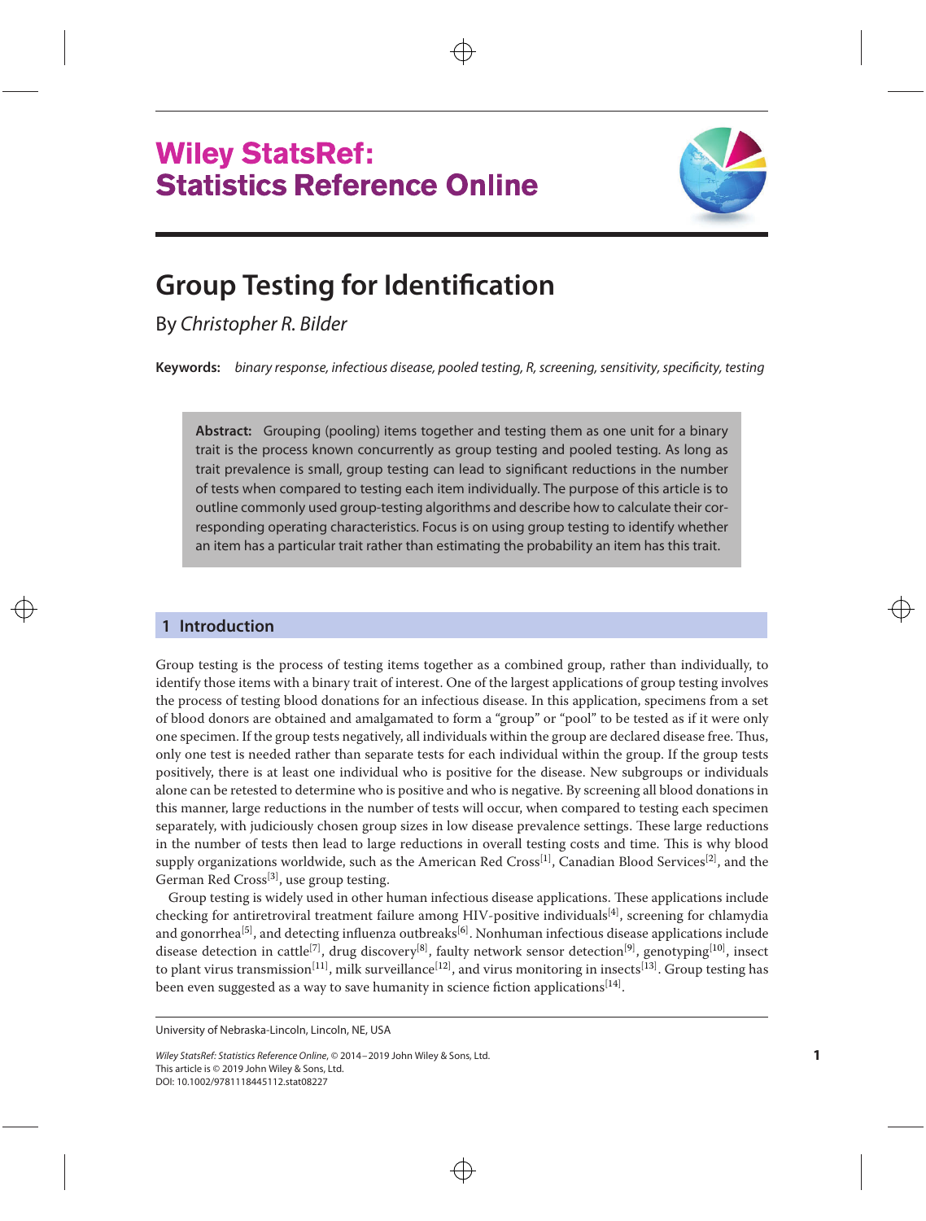# Wiley StatsRef: Statistics Reference Online

# Group Testing for Identification

By *Christopher R. Bilder*

**Keywords:** *binary response, infectious disease, pooled testing, R, screening, sensitivity, specificity, testing*

> **Abstract:** Grouping (pooling) items together and testing them as one unit for a binary trait is the process known concurrently as group testing and pooled testing. As long as trait prevalence is small, group testing can lead to significant reductions in the number of tests when compared to testing each item individually. The purpose of this article is to outline commonly used group-testing algorithms and describe how to calculate their corresponding operating characteristics. Focus is on using group testing to identify whether an item has a particular trait rather than estimating the probability an item has this trait.

## 1 Introduction

Group testing is the process of testing items together as a combined group, rather than individually, to identify those items with a binary trait of interest. One of the largest applications of group testing involves the process of testing blood donations for an infectious disease. In this application, specimens from a set of blood donors are obtained and amalgamated to form a "group" or "pool" to be tested as if it were only one specimen. If the group tests negatively, all individuals within the group are declared disease free. Thus, only one test is needed rather than separate tests for each individual within the group. If the group tests positively, there is at least one individual who is positive for the disease. New subgroups or individuals alone can be retested to determine who is positive and who is negative. By screening all blood donations in this manner, large reductions in the number of tests will occur, when compared to testing each specimen separately, with judiciously chosen group sizes in low disease prevalence settings. These large reductions in the number of tests then lead to large reductions in overall testing costs and time. This is why blood supply organizations worldwide, such as the American Red Cross[1], Canadian Blood Services[2], and the German Red Cross[3], use group testing.

Group testing is widely used in other human infectious disease applications. These applications include checking for antiretroviral treatment failure among HIV-positive individuals[4], screening for chlamydia and gonorrhea[5], and detecting influenza outbreaks[6]. Nonhuman infectious disease applications include disease detection in cattle[7], drug discovery[8], faulty network sensor detection[9], genotyping[10], insect to plant virus transmission[11], milk surveillance[12], and virus monitoring in insects[13]. Group testing has been even suggested as a way to save humanity in science fiction applications[14].

University of Nebraska-Lincoln, Lincoln, NE, USA

*Wiley StatsRef: Statistics Reference Online*, © 2014–2019 John Wiley & Sons, Ltd.
This article is © 2019 John Wiley & Sons, Ltd.
DOI: 10.1002/9781118445112.stat08227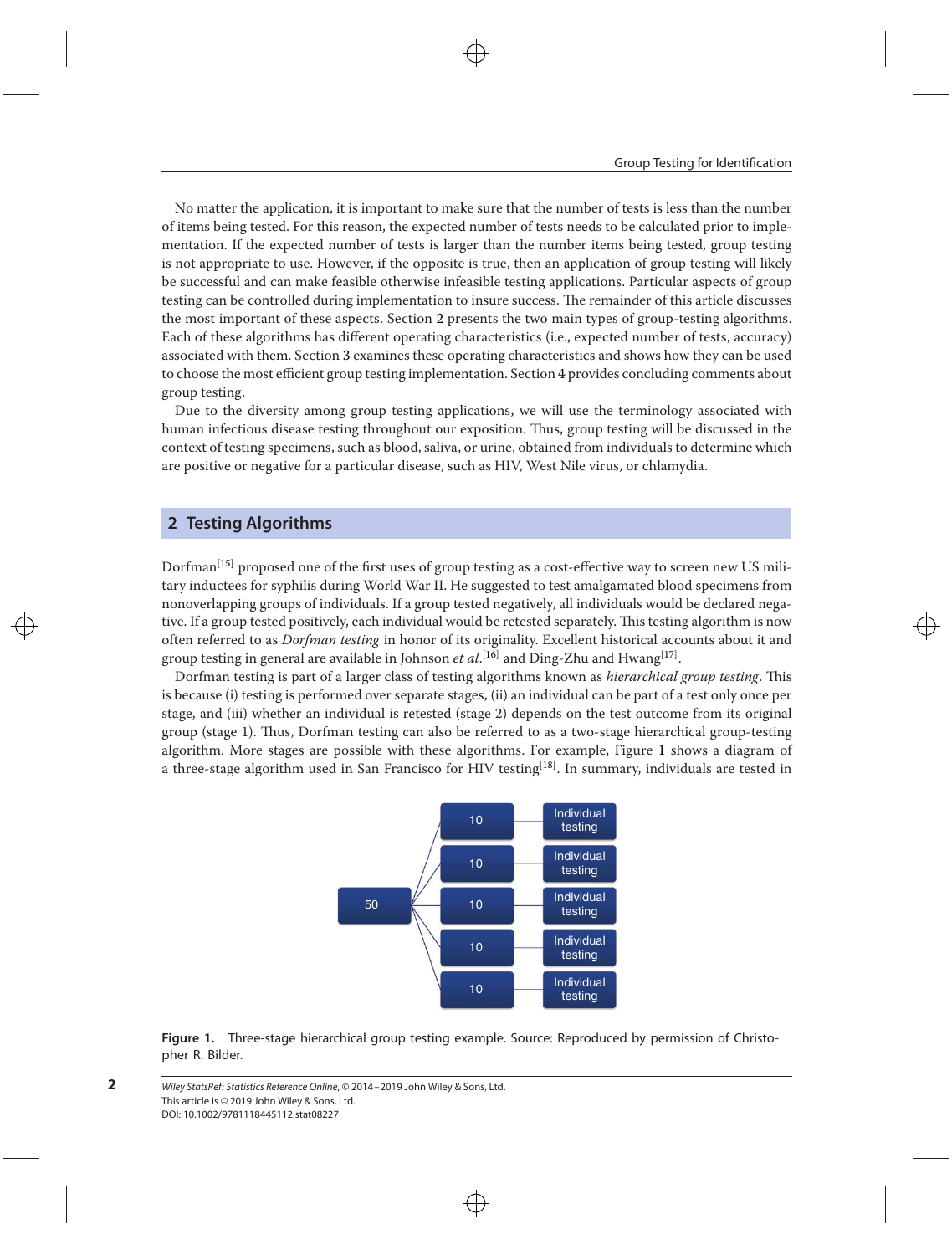No matter the application, it is important to make sure that the number of tests is less than the number of items being tested. For this reason, the expected number of tests needs to be calculated prior to implementation. If the expected number of tests is larger than the number items being tested, group testing is not appropriate to use. However, if the opposite is true, then an application of group testing will likely be successful and can make feasible otherwise infeasible testing applications. Particular aspects of group testing can be controlled during implementation to insure success. The remainder of this article discusses the most important of these aspects. Section 2 presents the two main types of group-testing algorithms. Each of these algorithms has different operating characteristics (i.e., expected number of tests, accuracy) associated with them. Section 3 examines these operating characteristics and shows how they can be used to choose the most efficient group testing implementation. Section 4 provides concluding comments about group testing.

Due to the diversity among group testing applications, we will use the terminology associated with human infectious disease testing throughout our exposition. Thus, group testing will be discussed in the context of testing specimens, such as blood, saliva, or urine, obtained from individuals to determine which are positive or negative for a particular disease, such as HIV, West Nile virus, or chlamydia.

## 2 Testing Algorithms

Dorfman[15] proposed one of the first uses of group testing as a cost-effective way to screen new US military inductees for syphilis during World War II. He suggested to test amalgamated blood specimens from nonoverlapping groups of individuals. If a group tested negatively, all individuals would be declared negative. If a group tested positively, each individual would be retested separately. This testing algorithm is now often referred to as *Dorfman testing* in honor of its originality. Excellent historical accounts about it and group testing in general are available in Johnson *et al*.[16] and Ding-Zhu and Hwang[17].

Dorfman testing is part of a larger class of testing algorithms known as *hierarchical group testing*. This is because (i) testing is performed over separate stages, (ii) an individual can be part of a test only once per stage, and (iii) whether an individual is retested (stage 2) depends on the test outcome from its original group (stage 1). Thus, Dorfman testing can also be referred to as a two-stage hierarchical group-testing algorithm. More stages are possible with these algorithms. For example, Figure 1 shows a diagram of a three-stage algorithm used in San Francisco for HIV testing[18]. In summary, individuals are tested in

Figure 1. Three-stage hierarchical group testing example. Source: Reproduced by permission of Christopher R. Bilder.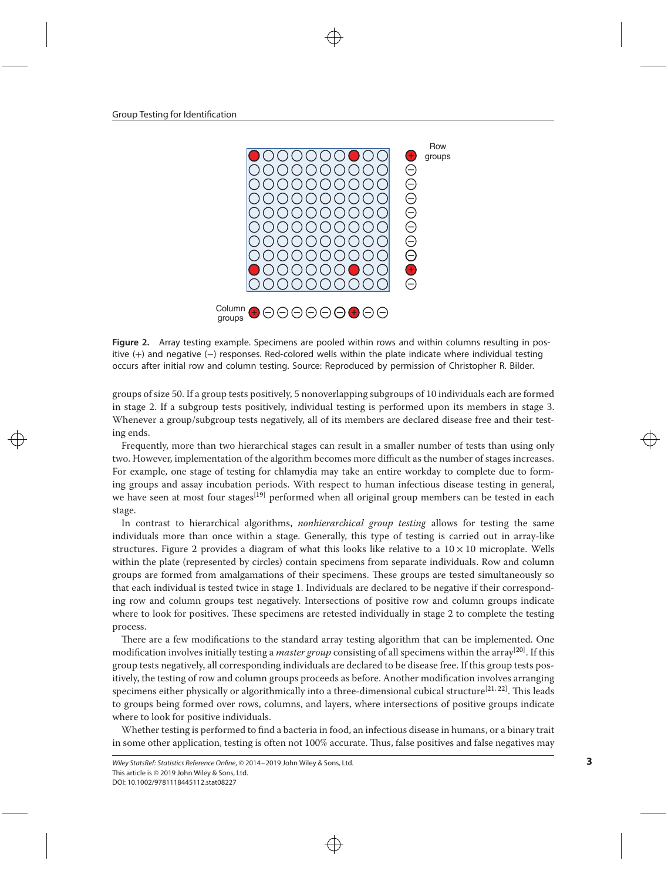**Figure 2.** Array testing example. Specimens are pooled within rows and within columns resulting in positive (+) and negative (−) responses. Red-colored wells within the plate indicate where individual testing occurs after initial row and column testing. Source: Reproduced by permission of Christopher R. Bilder.

groups of size 50. If a group tests positively, 5 nonoverlapping subgroups of 10 individuals each are formed in stage 2. If a subgroup tests positively, individual testing is performed upon its members in stage 3. Whenever a group/subgroup tests negatively, all of its members are declared disease free and their testing ends.

Frequently, more than two hierarchical stages can result in a smaller number of tests than using only two. However, implementation of the algorithm becomes more difficult as the number of stages increases. For example, one stage of testing for chlamydia may take an entire workday to complete due to forming groups and assay incubation periods. With respect to human infectious disease testing in general, we have seen at most four stages[19] performed when all original group members can be tested in each stage.

In contrast to hierarchical algorithms, *nonhierarchical group testing* allows for testing the same individuals more than once within a stage. Generally, this type of testing is carried out in array-like structures. Figure 2 provides a diagram of what this looks like relative to a $10 \times 10$ microplate. Wells within the plate (represented by circles) contain specimens from separate individuals. Row and column groups are formed from amalgamations of their specimens. These groups are tested simultaneously so that each individual is tested twice in stage 1. Individuals are declared to be negative if their corresponding row and column groups test negatively. Intersections of positive row and column groups indicate where to look for positives. These specimens are retested individually in stage 2 to complete the testing process.

There are a few modifications to the standard array testing algorithm that can be implemented. One modification involves initially testing a *master group* consisting of all specimens within the array[20]. If this group tests negatively, all corresponding individuals are declared to be disease free. If this group tests positively, the testing of row and column groups proceeds as before. Another modification involves arranging specimens either physically or algorithmically into a three-dimensional cubical structure[21, 22]. This leads to groups being formed over rows, columns, and layers, where intersections of positive groups indicate where to look for positive individuals.

Whether testing is performed to find a bacteria in food, an infectious disease in humans, or a binary trait in some other application, testing is often not 100% accurate. Thus, false positives and false negatives may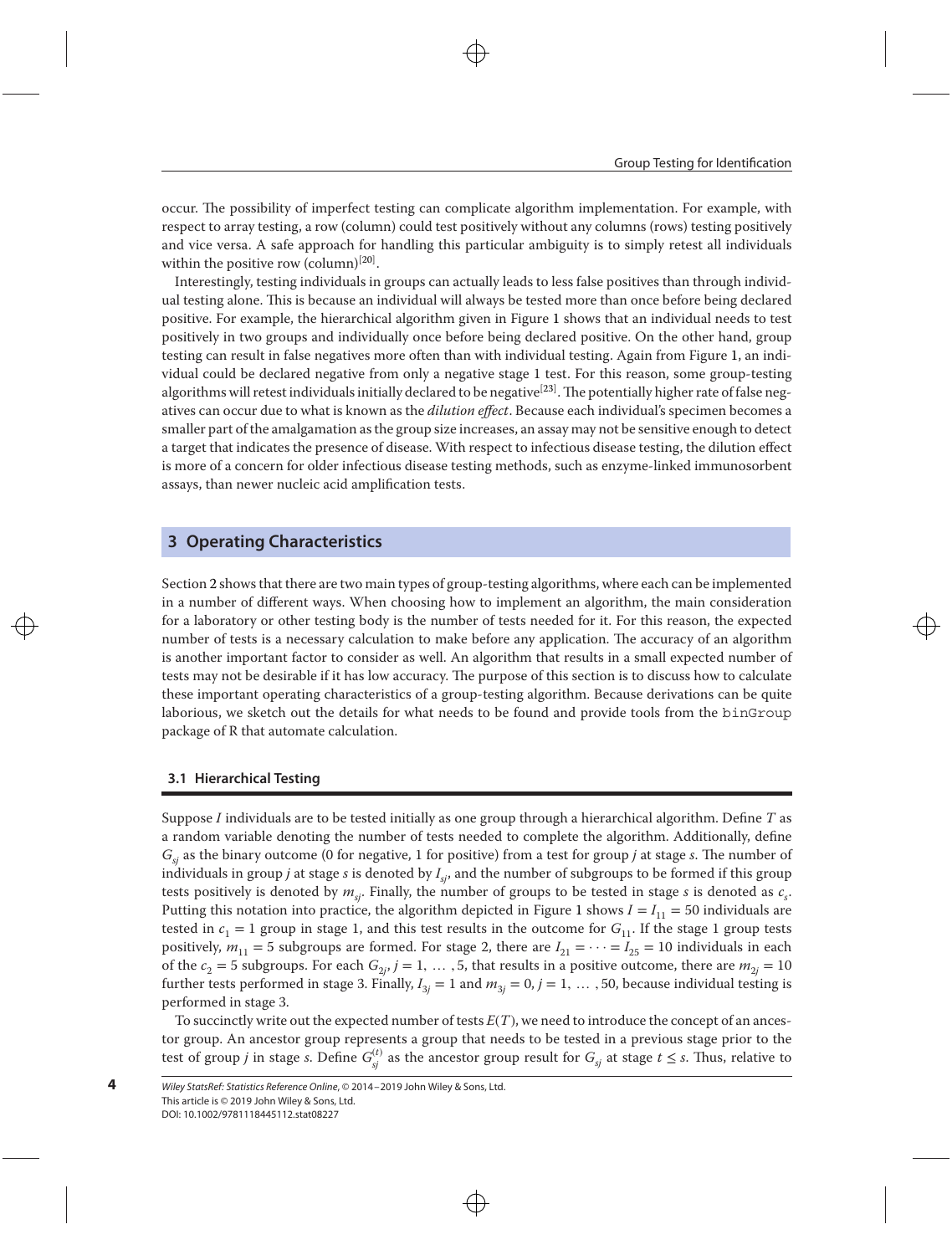occur. The possibility of imperfect testing can complicate algorithm implementation. For example, with respect to array testing, a row (column) could test positively without any columns (rows) testing positively and vice versa. A safe approach for handling this particular ambiguity is to simply retest all individuals within the positive row (column)[20].

Interestingly, testing individuals in groups can actually leads to less false positives than through individual testing alone. This is because an individual will always be tested more than once before being declared positive. For example, the hierarchical algorithm given in Figure 1 shows that an individual needs to test positively in two groups and individually once before being declared positive. On the other hand, group testing can result in false negatives more often than with individual testing. Again from Figure 1, an individual could be declared negative from only a negative stage 1 test. For this reason, some group-testing algorithms will retest individuals initially declared to be negative[23]. The potentially higher rate of false negatives can occur due to what is known as the *dilution effect*. Because each individual's specimen becomes a smaller part of the amalgamation as the group size increases, an assay may not be sensitive enough to detect a target that indicates the presence of disease. With respect to infectious disease testing, the dilution effect is more of a concern for older infectious disease testing methods, such as enzyme-linked immunosorbent assays, than newer nucleic acid amplification tests.

## 3 Operating Characteristics

Section 2 shows that there are two main types of group-testing algorithms, where each can be implemented in a number of different ways. When choosing how to implement an algorithm, the main consideration for a laboratory or other testing body is the number of tests needed for it. For this reason, the expected number of tests is a necessary calculation to make before any application. The accuracy of an algorithm is another important factor to consider as well. An algorithm that results in a small expected number of tests may not be desirable if it has low accuracy. The purpose of this section is to discuss how to calculate these important operating characteristics of a group-testing algorithm. Because derivations can be quite laborious, we sketch out the details for what needs to be found and provide tools from the `binGroup` package of R that automate calculation.

### 3.1 Hierarchical Testing

Suppose $I$ individuals are to be tested initially as one group through a hierarchical algorithm. Define $T$ as a random variable denoting the number of tests needed to complete the algorithm. Additionally, define $G_{sj}$ as the binary outcome (0 for negative, 1 for positive) from a test for group $j$ at stage $s$. The number of individuals in group $j$ at stage $s$ is denoted by $I_{sj}$, and the number of subgroups to be formed if this group tests positively is denoted by $m_{sj}$. Finally, the number of groups to be tested in stage $s$ is denoted as $c_s$. Putting this notation into practice, the algorithm depicted in Figure 1 shows $I = I_{11} = 50$ individuals are tested in $c_1 = 1$ group in stage 1, and this test results in the outcome for $G_{11}$. If the stage 1 group tests positively, $m_{11} = 5$ subgroups are formed. For stage 2, there are $I_{21} = \cdots = I_{25} = 10$ individuals in each of the $c_2 = 5$ subgroups. For each $G_{2j}$, $j = 1, \ldots, 5$, that results in a positive outcome, there are $m_{2j} = 10$ further tests performed in stage 3. Finally, $I_{3j} = 1$ and $m_{3j} = 0$, $j = 1, \ldots, 50$, because individual testing is performed in stage 3.

To succinctly write out the expected number of tests $E(T)$, we need to introduce the concept of an ancestor group. An ancestor group represents a group that needs to be tested in a previous stage prior to the test of group $j$ in stage $s$. Define $G_{sj}^{(t)}$ as the ancestor group result for $G_{sj}$ at stage $t \leq s$. Thus, relative to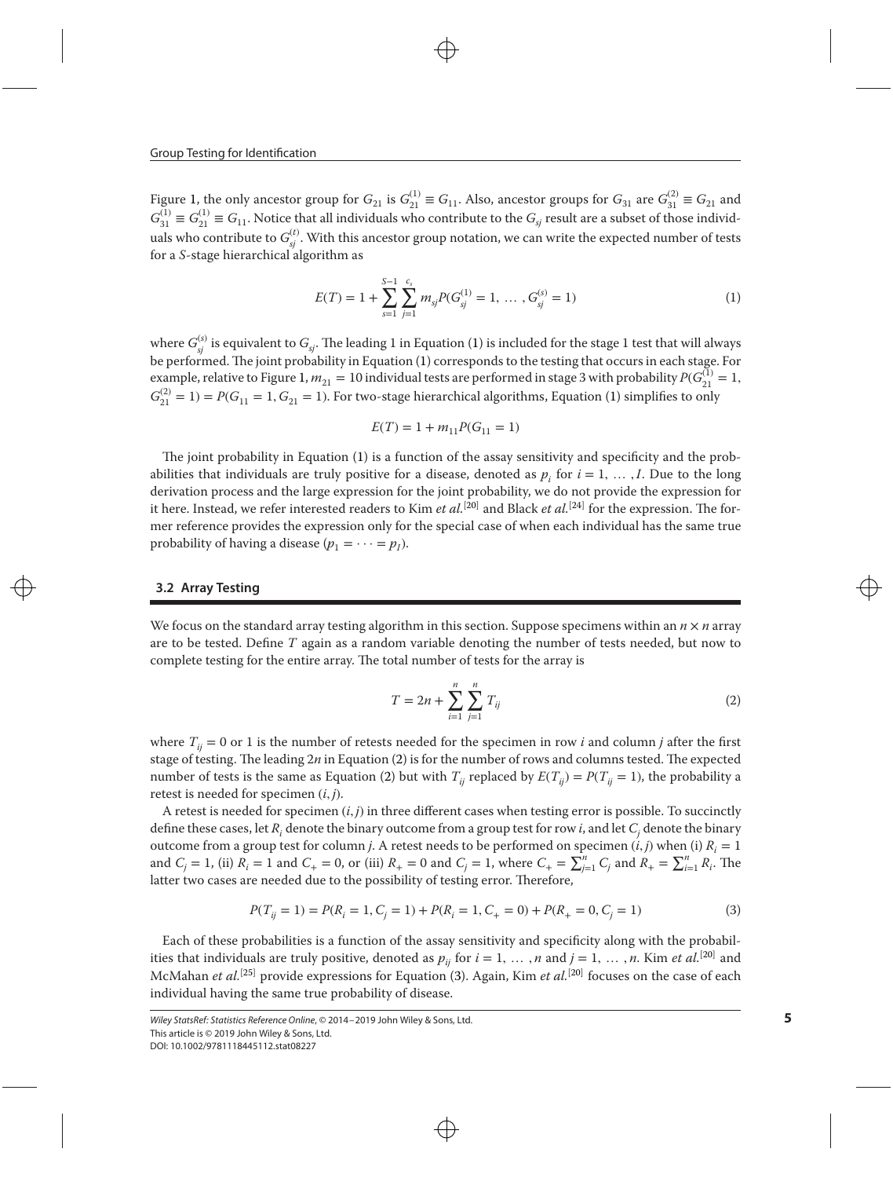Figure 1, the only ancestor group for $G_{21}$ is $G_{21}^{(1)} \equiv G_{11}$. Also, ancestor groups for $G_{31}$ are $G_{31}^{(2)} \equiv G_{21}$ and $G_{31}^{(1)} \equiv G_{21}^{(1)} \equiv G_{11}$. Notice that all individuals who contribute to the $G_{sj}$ result are a subset of those individuals who contribute to $G_{sj}^{(t)}$. With this ancestor group notation, we can write the expected number of tests for a $S$-stage hierarchical algorithm as

$$E(T) = 1 + \sum_{s=1}^{S-1} \sum_{j=1}^{c_s} m_{sj} P(G_{sj}^{(1)} = 1, \ldots, G_{sj}^{(s)} = 1) \tag{1}$$

where $G_{sj}^{(s)}$ is equivalent to $G_{sj}$. The leading 1 in Equation (1) is included for the stage 1 test that will always be performed. The joint probability in Equation (1) corresponds to the testing that occurs in each stage. For example, relative to Figure 1, $m_{21} = 10$ individual tests are performed in stage 3 with probability $P(G_{21}^{(1)} = 1, G_{21}^{(2)} = 1) = P(G_{11} = 1, G_{21} = 1)$. For two-stage hierarchical algorithms, Equation (1) simplifies to only

$$E(T) = 1 + m_{11} P(G_{11} = 1)$$

The joint probability in Equation (1) is a function of the assay sensitivity and specificity and the probabilities that individuals are truly positive for a disease, denoted as $p_i$ for $i = 1, \ldots, I$. Due to the long derivation process and the large expression for the joint probability, we do not provide the expression for it here. Instead, we refer interested readers to Kim *et al.*[20] and Black *et al.*[24] for the expression. The former reference provides the expression only for the special case of when each individual has the same true probability of having a disease ($p_1 = \cdots = p_I$).

### 3.2 Array Testing

We focus on the standard array testing algorithm in this section. Suppose specimens within an $n \times n$ array are to be tested. Define $T$ again as a random variable denoting the number of tests needed, but now to complete testing for the entire array. The total number of tests for the array is

$$T = 2n + \sum_{i=1}^{n} \sum_{j=1}^{n} T_{ij} \tag{2}$$

where $T_{ij} = 0$ or 1 is the number of retests needed for the specimen in row $i$ and column $j$ after the first stage of testing. The leading $2n$ in Equation (2) is for the number of rows and columns tested. The expected number of tests is the same as Equation (2) but with $T_{ij}$ replaced by $E(T_{ij}) = P(T_{ij} = 1)$, the probability a retest is needed for specimen $(i, j)$.

A retest is needed for specimen $(i, j)$ in three different cases when testing error is possible. To succinctly define these cases, let $R_i$ denote the binary outcome from a group test for row $i$, and let $C_j$ denote the binary outcome from a group test for column $j$. A retest needs to be performed on specimen $(i, j)$ when (i) $R_i = 1$ and $C_j = 1$, (ii) $R_i = 1$ and $C_+ = 0$, or (iii) $R_+ = 0$ and $C_j = 1$, where $C_+ = \sum_{j=1}^{n} C_j$ and $R_+ = \sum_{i=1}^{n} R_i$. The latter two cases are needed due to the possibility of testing error. Therefore,

$$P(T_{ij} = 1) = P(R_i = 1, C_j = 1) + P(R_i = 1, C_+ = 0) + P(R_+ = 0, C_j = 1) \tag{3}$$

Each of these probabilities is a function of the assay sensitivity and specificity along with the probabilities that individuals are truly positive, denoted as $p_{ij}$ for $i = 1, \ldots, n$ and $j = 1, \ldots, n$. Kim *et al.*[20] and McMahan *et al.*[25] provide expressions for Equation (3). Again, Kim *et al.*[20] focuses on the case of each individual having the same true probability of disease.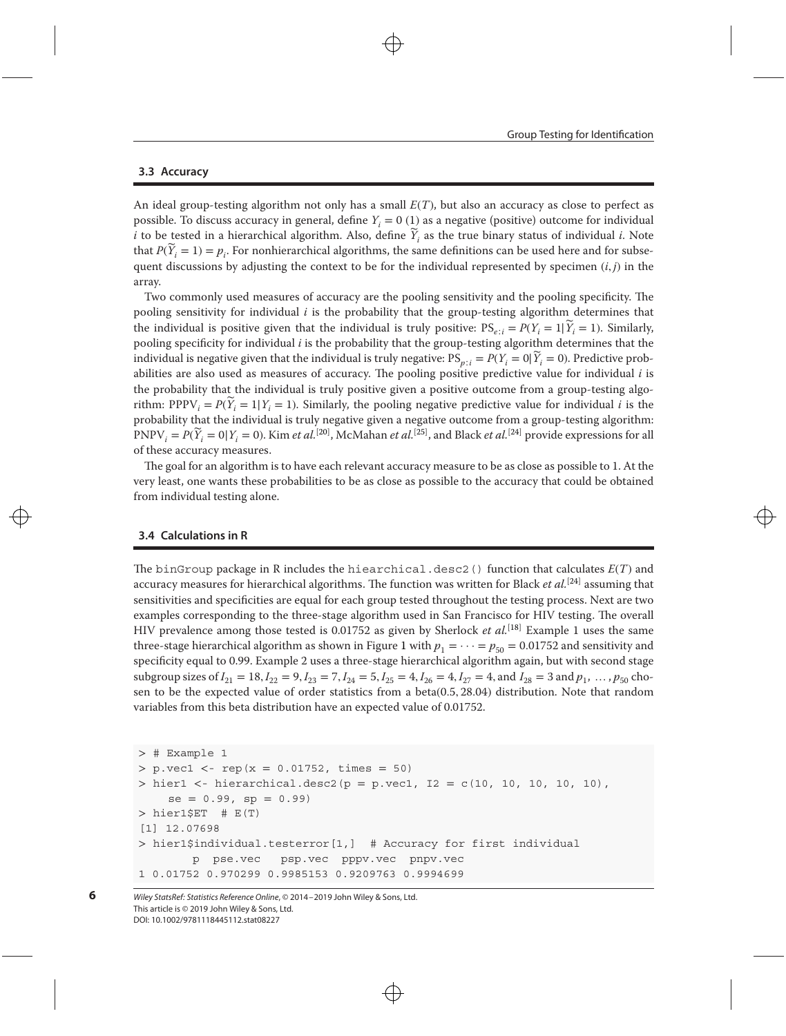### 3.3 Accuracy

An ideal group-testing algorithm not only has a small $E(T)$, but also an accuracy as close to perfect as possible. To discuss accuracy in general, define $Y_i = 0$ (1) as a negative (positive) outcome for individual $i$ to be tested in a hierarchical algorithm. Also, define $\widetilde{Y}_i$ as the true binary status of individual $i$. Note that $P(\widetilde{Y}_i = 1) = p_i$. For nonhierarchical algorithms, the same definitions can be used here and for subsequent discussions by adjusting the context to be for the individual represented by specimen $(i, j)$ in the array.

Two commonly used measures of accuracy are the pooling sensitivity and the pooling specificity. The pooling sensitivity for individual $i$ is the probability that the group-testing algorithm determines that the individual is positive given that the individual is truly positive: $\text{PS}_{e:i} = P(Y_i = 1|\widetilde{Y}_i = 1)$. Similarly, pooling specificity for individual $i$ is the probability that the group-testing algorithm determines that the individual is negative given that the individual is truly negative: $\text{PS}_{p:i} = P(Y_i = 0|\widetilde{Y}_i = 0)$. Predictive probabilities are also used as measures of accuracy. The pooling positive predictive value for individual $i$ is the probability that the individual is truly positive given a positive outcome from a group-testing algorithm: $\text{PPPV}_i = P(\widetilde{Y}_i = 1|Y_i = 1)$. Similarly, the pooling negative predictive value for individual $i$ is the probability that the individual is truly negative given a negative outcome from a group-testing algorithm: $\text{PNPV}_i = P(\widetilde{Y}_i = 0|Y_i = 0)$. Kim *et al.*[20], McMahan *et al.*[25], and Black *et al.*[24] provide expressions for all of these accuracy measures.

The goal for an algorithm is to have each relevant accuracy measure to be as close as possible to 1. At the very least, one wants these probabilities to be as close as possible to the accuracy that could be obtained from individual testing alone.

### 3.4 Calculations in R

The `binGroup` package in R includes the `hiearchical.desc2()` function that calculates $E(T)$ and accuracy measures for hierarchical algorithms. The function was written for Black *et al.*[24] assuming that sensitivities and specificities are equal for each group tested throughout the testing process. Next are two examples corresponding to the three-stage algorithm used in San Francisco for HIV testing. The overall HIV prevalence among those tested is 0.01752 as given by Sherlock *et al.*[18] Example 1 uses the same three-stage hierarchical algorithm as shown in Figure 1 with $p_1 = \cdots = p_{50} = 0.01752$ and sensitivity and specificity equal to 0.99. Example 2 uses a three-stage hierarchical algorithm again, but with second stage subgroup sizes of $I_{21} = 18, I_{22} = 9, I_{23} = 7, I_{24} = 5, I_{25} = 4, I_{26} = 4, I_{27} = 4$, and $I_{28} = 3$ and $p_1, \ldots, p_{50}$ chosen to be the expected value of order statistics from a beta(0.5, 28.04) distribution. Note that random variables from this beta distribution have an expected value of 0.01752.

```
> # Example 1
> p.vec1 <- rep(x = 0.01752, times = 50)
> hier1 <- hierarchical.desc2(p = p.vec1, I2 = c(10, 10, 10, 10, 10),
    se = 0.99, sp = 0.99)
> hier1$ET  # E(T)
[1] 12.07698
> hier1$individual.testerror[1,]  # Accuracy for first individual
        p  pse.vec   psp.vec  pppv.vec  pnpv.vec
1 0.01752 0.970299 0.9985153 0.9209763 0.9994699
```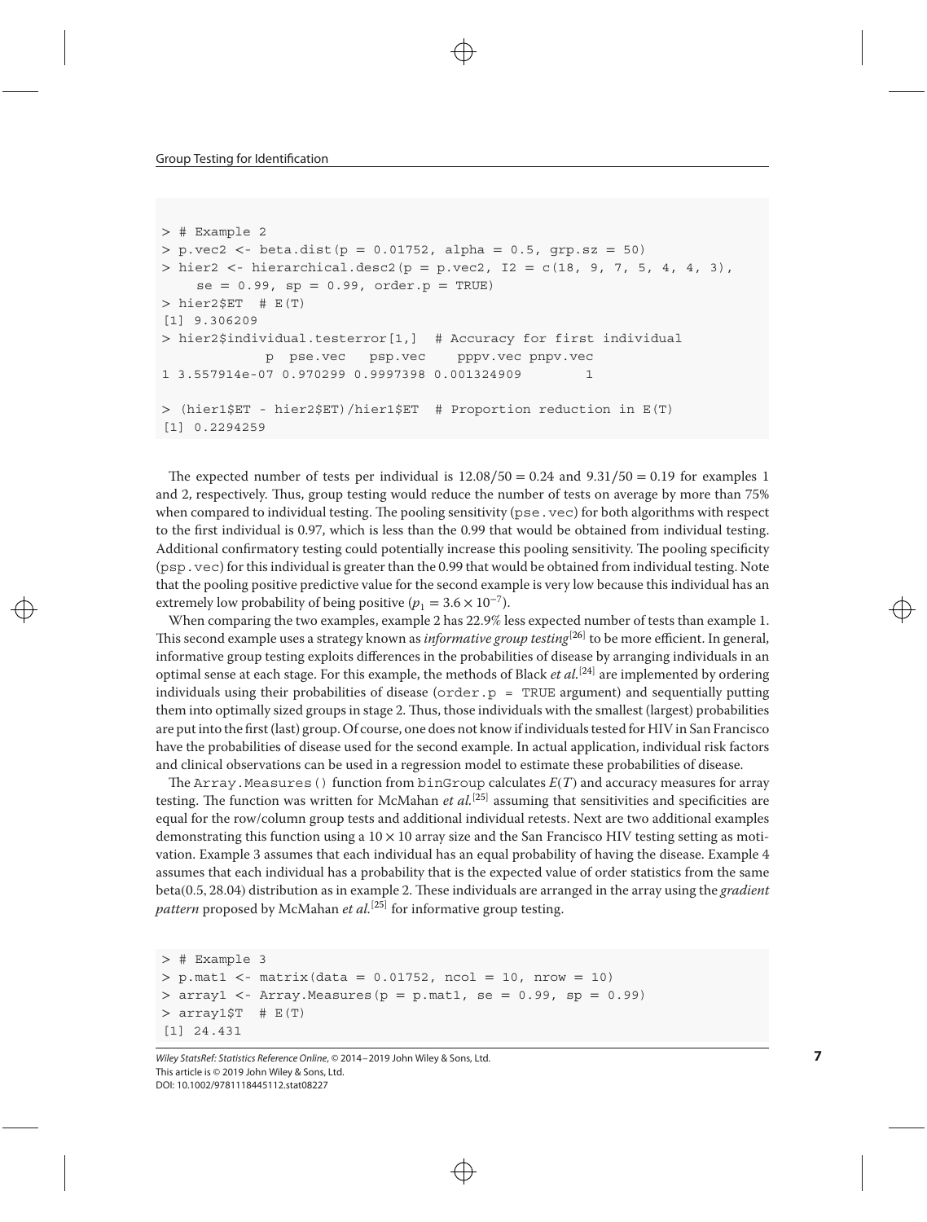```
> # Example 2
> p.vec2 <- beta.dist(p = 0.01752, alpha = 0.5, grp.sz = 50)
> hier2 <- hierarchical.desc2(p = p.vec2, I2 = c(18, 9, 7, 5, 4, 4, 3),
    se = 0.99, sp = 0.99, order.p = TRUE)
> hier2$ET  # E(T)
[1] 9.306209
> hier2$individual.testerror[1,]  # Accuracy for first individual
             p  pse.vec   psp.vec     pppv.vec pnpv.vec
1 3.557914e-07 0.970299 0.9997398 0.001324909        1

> (hier1$ET - hier2$ET)/hier1$ET  # Proportion reduction in E(T)
[1] 0.2294259
```

The expected number of tests per individual is $12.08/50 = 0.24$ and $9.31/50 = 0.19$ for examples 1 and 2, respectively. Thus, group testing would reduce the number of tests on average by more than 75% when compared to individual testing. The pooling sensitivity (`pse.vec`) for both algorithms with respect to the first individual is 0.97, which is less than the 0.99 that would be obtained from individual testing. Additional confirmatory testing could potentially increase this pooling sensitivity. The pooling specificity (`psp.vec`) for this individual is greater than the 0.99 that would be obtained from individual testing. Note that the pooling positive predictive value for the second example is very low because this individual has an extremely low probability of being positive ($p_1 = 3.6 \times 10^{-7}$).

When comparing the two examples, example 2 has 22.9% less expected number of tests than example 1. This second example uses a strategy known as *informative group testing*[26] to be more efficient. In general, informative group testing exploits differences in the probabilities of disease by arranging individuals in an optimal sense at each stage. For this example, the methods of Black *et al.*[24] are implemented by ordering individuals using their probabilities of disease (`order.p = TRUE` argument) and sequentially putting them into optimally sized groups in stage 2. Thus, those individuals with the smallest (largest) probabilities are put into the first (last) group. Of course, one does not know if individuals tested for HIV in San Francisco have the probabilities of disease used for the second example. In actual application, individual risk factors and clinical observations can be used in a regression model to estimate these probabilities of disease.

The `Array.Measures()` function from `binGroup` calculates $E(T)$ and accuracy measures for array testing. The function was written for McMahan *et al.*[25] assuming that sensitivities and specificities are equal for the row/column group tests and additional individual retests. Next are two additional examples demonstrating this function using a $10 \times 10$ array size and the San Francisco HIV testing setting as motivation. Example 3 assumes that each individual has an equal probability of having the disease. Example 4 assumes that each individual has a probability that is the expected value of order statistics from the same beta(0.5, 28.04) distribution as in example 2. These individuals are arranged in the array using the *gradient pattern* proposed by McMahan *et al.*[25] for informative group testing.

```
> # Example 3
> p.mat1 <- matrix(data = 0.01752, ncol = 10, nrow = 10)
> array1 <- Array.Measures(p = p.mat1, se = 0.99, sp = 0.99)
> array1$T  # E(T)
[1] 24.431
```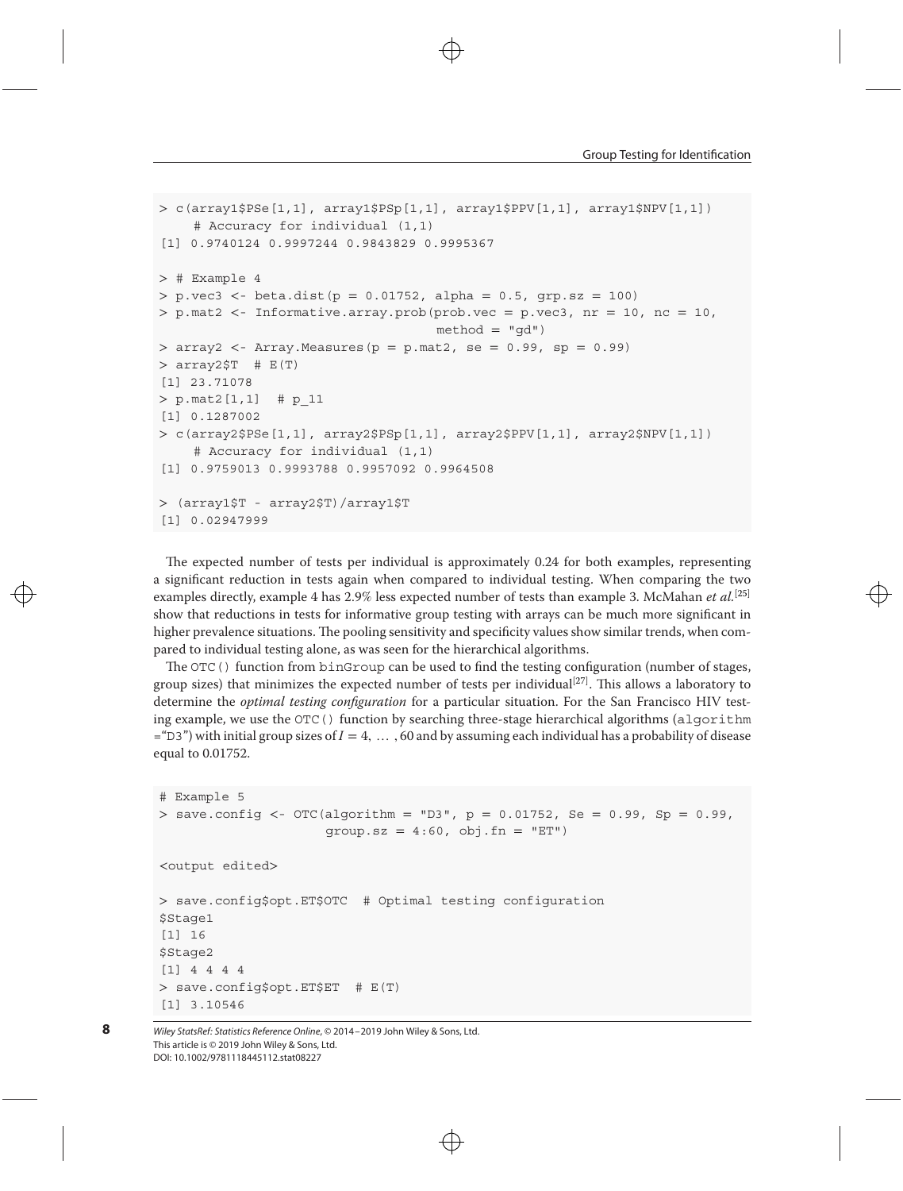```
> c(array1$PSe[1,1], array1$PSp[1,1], array1$PPV[1,1], array1$NPV[1,1])
    # Accuracy for individual (1,1)
[1] 0.9740124 0.9997244 0.9843829 0.9995367

> # Example 4
> p.vec3 <- beta.dist(p = 0.01752, alpha = 0.5, grp.sz = 100)
> p.mat2 <- Informative.array.prob(prob.vec = p.vec3, nr = 10, nc = 10,
                                   method = "gd")
> array2 <- Array.Measures(p = p.mat2, se = 0.99, sp = 0.99)
> array2$T  # E(T)
[1] 23.71078
> p.mat2[1,1]  # p_11
[1] 0.1287002
> c(array2$PSe[1,1], array2$PSp[1,1], array2$PPV[1,1], array2$NPV[1,1])
    # Accuracy for individual (1,1)
[1] 0.9759013 0.9993788 0.9957092 0.9964508

> (array1$T - array2$T)/array1$T
[1] 0.02947999
```

The expected number of tests per individual is approximately 0.24 for both examples, representing a significant reduction in tests again when compared to individual testing. When comparing the two examples directly, example 4 has 2.9% less expected number of tests than example 3. McMahan *et al.*[25] show that reductions in tests for informative group testing with arrays can be much more significant in higher prevalence situations. The pooling sensitivity and specificity values show similar trends, when compared to individual testing alone, as was seen for the hierarchical algorithms.

The `OTC()` function from `binGroup` can be used to find the testing configuration (number of stages, group sizes) that minimizes the expected number of tests per individual[27]. This allows a laboratory to determine the *optimal testing configuration* for a particular situation. For the San Francisco HIV testing example, we use the `OTC()` function by searching three-stage hierarchical algorithms (`algorithm ="D3"`) with initial group sizes of $I = 4, \ldots, 60$ and by assuming each individual has a probability of disease equal to 0.01752.

```
# Example 5
> save.config <- OTC(algorithm = "D3", p = 0.01752, Se = 0.99, Sp = 0.99,
                     group.sz = 4:60, obj.fn = "ET")

<output edited>

> save.config$opt.ET$OTC  # Optimal testing configuration
$Stage1
[1] 16
$Stage2
[1] 4 4 4 4
> save.config$opt.ET$ET  # E(T)
[1] 3.10546
```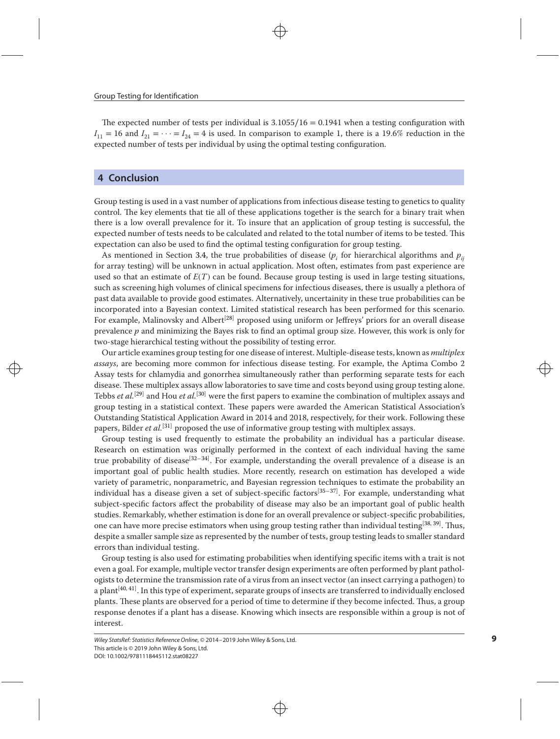The expected number of tests per individual is $3.1055/16 = 0.1941$ when a testing configuration with $I_{11} = 16$ and $I_{21} = \cdots = I_{24} = 4$ is used. In comparison to example 1, there is a 19.6% reduction in the expected number of tests per individual by using the optimal testing configuration.

## 4 Conclusion

Group testing is used in a vast number of applications from infectious disease testing to genetics to quality control. The key elements that tie all of these applications together is the search for a binary trait when there is a low overall prevalence for it. To insure that an application of group testing is successful, the expected number of tests needs to be calculated and related to the total number of items to be tested. This expectation can also be used to find the optimal testing configuration for group testing.

As mentioned in Section 3.4, the true probabilities of disease ($p_i$ for hierarchical algorithms and $p_{ij}$ for array testing) will be unknown in actual application. Most often, estimates from past experience are used so that an estimate of $E(T)$ can be found. Because group testing is used in large testing situations, such as screening high volumes of clinical specimens for infectious diseases, there is usually a plethora of past data available to provide good estimates. Alternatively, uncertainity in these true probabilities can be incorporated into a Bayesian context. Limited statistical research has been performed for this scenario. For example, Malinovsky and Albert[28] proposed using uniform or Jeffreys' priors for an overall disease prevalence $p$ and minimizing the Bayes risk to find an optimal group size. However, this work is only for two-stage hierarchical testing without the possibility of testing error.

Our article examines group testing for one disease of interest. Multiple-disease tests, known as *multiplex assays*, are becoming more common for infectious disease testing. For example, the Aptima Combo 2 Assay tests for chlamydia and gonorrhea simultaneously rather than performing separate tests for each disease. These multiplex assays allow laboratories to save time and costs beyond using group testing alone. Tebbs *et al.*[29] and Hou *et al.*[30] were the first papers to examine the combination of multiplex assays and group testing in a statistical context. These papers were awarded the American Statistical Association's Outstanding Statistical Application Award in 2014 and 2018, respectively, for their work. Following these papers, Bilder *et al.*[31] proposed the use of informative group testing with multiplex assays.

Group testing is used frequently to estimate the probability an individual has a particular disease. Research on estimation was originally performed in the context of each individual having the same true probability of disease[32–34]. For example, understanding the overall prevalence of a disease is an important goal of public health studies. More recently, research on estimation has developed a wide variety of parametric, nonparametric, and Bayesian regression techniques to estimate the probability an individual has a disease given a set of subject-specific factors[35–37]. For example, understanding what subject-specific factors affect the probability of disease may also be an important goal of public health studies. Remarkably, whether estimation is done for an overall prevalence or subject-specific probabilities, one can have more precise estimators when using group testing rather than individual testing[38, 39]. Thus, despite a smaller sample size as represented by the number of tests, group testing leads to smaller standard errors than individual testing.

Group testing is also used for estimating probabilities when identifying specific items with a trait is not even a goal. For example, multiple vector transfer design experiments are often performed by plant pathologists to determine the transmission rate of a virus from an insect vector (an insect carrying a pathogen) to a plant[40, 41]. In this type of experiment, separate groups of insects are transferred to individually enclosed plants. These plants are observed for a period of time to determine if they become infected. Thus, a group response denotes if a plant has a disease. Knowing which insects are responsible within a group is not of interest.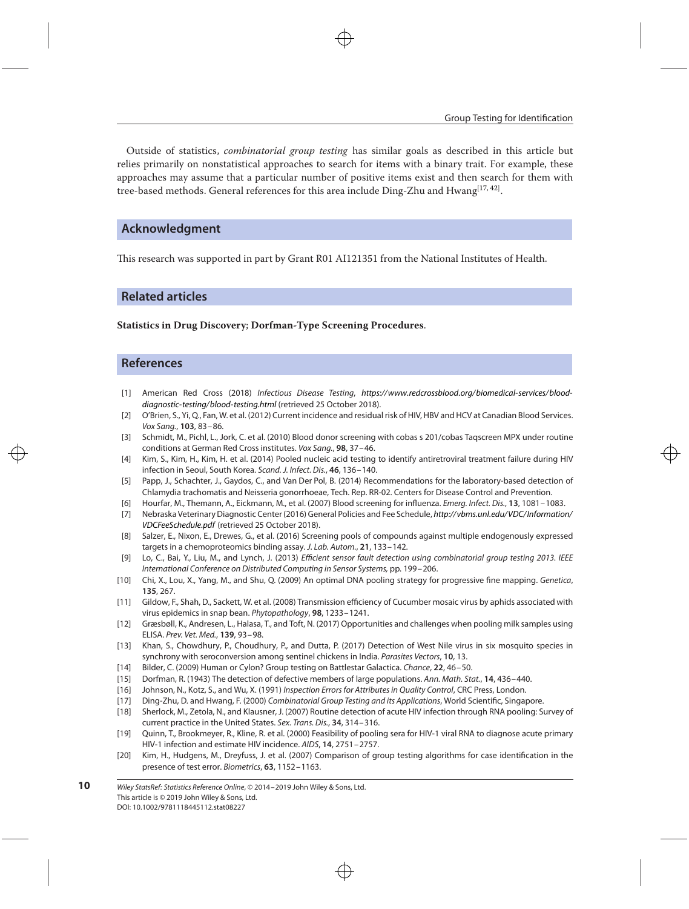Outside of statistics, *combinatorial group testing* has similar goals as described in this article but relies primarily on nonstatistical approaches to search for items with a binary trait. For example, these approaches may assume that a particular number of positive items exist and then search for them with tree-based methods. General references for this area include Ding-Zhu and Hwang[17, 42].

## Acknowledgment

This research was supported in part by Grant R01 AI121351 from the National Institutes of Health.

## Related articles

**Statistics in Drug Discovery**; **Dorfman-Type Screening Procedures**.

## References

[1] American Red Cross (2018) *Infectious Disease Testing*, *https://www.redcrossblood.org/biomedical-services/blood-diagnostic-testing/blood-testing.html* (retrieved 25 October 2018).

[2] O'Brien, S., Yi, Q., Fan, W. et al. (2012) Current incidence and residual risk of HIV, HBV and HCV at Canadian Blood Services. *Vox Sang.*, **103**, 83–86.

[3] Schmidt, M., Pichl, L., Jork, C. et al. (2010) Blood donor screening with cobas s 201/cobas Taqscreen MPX under routine conditions at German Red Cross institutes. *Vox Sang.*, **98**, 37–46.

[4] Kim, S., Kim, H., Kim, H. et al. (2014) Pooled nucleic acid testing to identify antiretroviral treatment failure during HIV infection in Seoul, South Korea. *Scand. J. Infect. Dis.*, **46**, 136–140.

[5] Papp, J., Schachter, J., Gaydos, C., and Van Der Pol, B. (2014) Recommendations for the laboratory-based detection of Chlamydia trachomatis and Neisseria gonorrhoeae, Tech. Rep. RR-02. Centers for Disease Control and Prevention.

[6] Hourfar, M., Themann, A., Eickmann, M., et al. (2007) Blood screening for influenza. *Emerg. Infect. Dis.*, **13**, 1081–1083.

[7] Nebraska Veterinary Diagnostic Center (2016) General Policies and Fee Schedule, *http://vbms.unl.edu/VDC/Information/VDCFeeSchedule.pdf* (retrieved 25 October 2018).

[8] Salzer, E., Nixon, E., Drewes, G., et al. (2016) Screening pools of compounds against multiple endogenously expressed targets in a chemoproteomics binding assay. *J. Lab. Autom.*, **21**, 133–142.

[9] Lo, C., Bai, Y., Liu, M., and Lynch, J. (2013) *Efficient sensor fault detection using combinatorial group testing 2013. IEEE International Conference on Distributed Computing in Sensor Systems,* pp. 199–206.

[10] Chi, X., Lou, X., Yang, M., and Shu, Q. (2009) An optimal DNA pooling strategy for progressive fine mapping. *Genetica*, **135**, 267.

[11] Gildow, F., Shah, D., Sackett, W. et al. (2008) Transmission efficiency of Cucumber mosaic virus by aphids associated with virus epidemics in snap bean. *Phytopathology*, **98**, 1233–1241.

[12] Græsbøll, K., Andresen, L., Halasa, T., and Toft, N. (2017) Opportunities and challenges when pooling milk samples using ELISA. *Prev. Vet. Med.*, **139**, 93–98.

[13] Khan, S., Chowdhury, P., Choudhury, P., and Dutta, P. (2017) Detection of West Nile virus in six mosquito species in synchrony with seroconversion among sentinel chickens in India. *Parasites Vectors*, **10**, 13.

[14] Bilder, C. (2009) Human or Cylon? Group testing on Battlestar Galactica. *Chance*, **22**, 46–50.

[15] Dorfman, R. (1943) The detection of defective members of large populations. *Ann. Math. Stat.*, **14**, 436–440.

[16] Johnson, N., Kotz, S., and Wu, X. (1991) *Inspection Errors for Attributes in Quality Control*, CRC Press, London.

[17] Ding-Zhu, D. and Hwang, F. (2000) *Combinatorial Group Testing and its Applications*, World Scientific, Singapore.

[18] Sherlock, M., Zetola, N., and Klausner, J. (2007) Routine detection of acute HIV infection through RNA pooling: Survey of current practice in the United States. *Sex. Trans. Dis.*, **34**, 314–316.

[19] Quinn, T., Brookmeyer, R., Kline, R. et al. (2000) Feasibility of pooling sera for HIV-1 viral RNA to diagnose acute primary HIV-1 infection and estimate HIV incidence. *AIDS*, **14**, 2751–2757.

[20] Kim, H., Hudgens, M., Dreyfuss, J. et al. (2007) Comparison of group testing algorithms for case identification in the presence of test error. *Biometrics*, **63**, 1152–1163.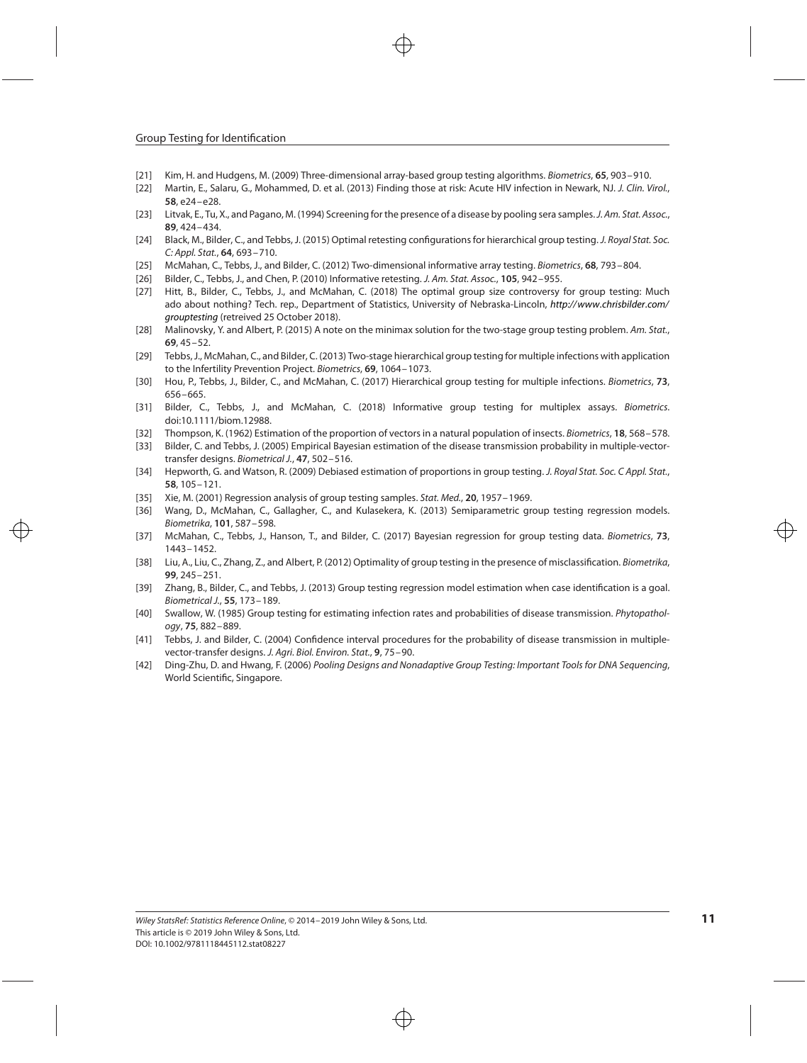[21] Kim, H. and Hudgens, M. (2009) Three-dimensional array-based group testing algorithms. *Biometrics*, **65**, 903–910.

[22] Martin, E., Salaru, G., Mohammed, D. et al. (2013) Finding those at risk: Acute HIV infection in Newark, NJ. *J. Clin. Virol.*, **58**, e24–e28.

[23] Litvak, E., Tu, X., and Pagano, M. (1994) Screening for the presence of a disease by pooling sera samples. *J. Am. Stat. Assoc.*, **89**, 424–434.

[24] Black, M., Bilder, C., and Tebbs, J. (2015) Optimal retesting configurations for hierarchical group testing. *J. Royal Stat. Soc. C: Appl. Stat.*, **64**, 693–710.

[25] McMahan, C., Tebbs, J., and Bilder, C. (2012) Two-dimensional informative array testing. *Biometrics*, **68**, 793–804.

[26] Bilder, C., Tebbs, J., and Chen, P. (2010) Informative retesting. *J. Am. Stat. Assoc.*, **105**, 942–955.

[27] Hitt, B., Bilder, C., Tebbs, J., and McMahan, C. (2018) The optimal group size controversy for group testing: Much ado about nothing? Tech. rep., Department of Statistics, University of Nebraska-Lincoln, *http://www.chrisbilder.com/grouptesting* (retreived 25 October 2018).

[28] Malinovsky, Y. and Albert, P. (2015) A note on the minimax solution for the two-stage group testing problem. *Am. Stat.*, **69**, 45–52.

[29] Tebbs, J., McMahan, C., and Bilder, C. (2013) Two-stage hierarchical group testing for multiple infections with application to the Infertility Prevention Project. *Biometrics*, **69**, 1064–1073.

[30] Hou, P., Tebbs, J., Bilder, C., and McMahan, C. (2017) Hierarchical group testing for multiple infections. *Biometrics*, **73**, 656–665.

[31] Bilder, C., Tebbs, J., and McMahan, C. (2018) Informative group testing for multiplex assays. *Biometrics*. doi:10.1111/biom.12988.

[32] Thompson, K. (1962) Estimation of the proportion of vectors in a natural population of insects. *Biometrics*, **18**, 568–578.

[33] Bilder, C. and Tebbs, J. (2005) Empirical Bayesian estimation of the disease transmission probability in multiple-vector-transfer designs. *Biometrical J.*, **47**, 502–516.

[34] Hepworth, G. and Watson, R. (2009) Debiased estimation of proportions in group testing. *J. Royal Stat. Soc. C Appl. Stat.*, **58**, 105–121.

[35] Xie, M. (2001) Regression analysis of group testing samples. *Stat. Med.*, **20**, 1957–1969.

[36] Wang, D., McMahan, C., Gallagher, C., and Kulasekera, K. (2013) Semiparametric group testing regression models. *Biometrika*, **101**, 587–598.

[37] McMahan, C., Tebbs, J., Hanson, T., and Bilder, C. (2017) Bayesian regression for group testing data. *Biometrics*, **73**, 1443–1452.

[38] Liu, A., Liu, C., Zhang, Z., and Albert, P. (2012) Optimality of group testing in the presence of misclassification. *Biometrika*, **99**, 245–251.

[39] Zhang, B., Bilder, C., and Tebbs, J. (2013) Group testing regression model estimation when case identification is a goal. *Biometrical J.*, **55**, 173–189.

[40] Swallow, W. (1985) Group testing for estimating infection rates and probabilities of disease transmission. *Phytopathology*, **75**, 882–889.

[41] Tebbs, J. and Bilder, C. (2004) Confidence interval procedures for the probability of disease transmission in multiple-vector-transfer designs. *J. Agri. Biol. Environ. Stat.*, **9**, 75–90.

[42] Ding-Zhu, D. and Hwang, F. (2006) *Pooling Designs and Nonadaptive Group Testing: Important Tools for DNA Sequencing*, World Scientific, Singapore.